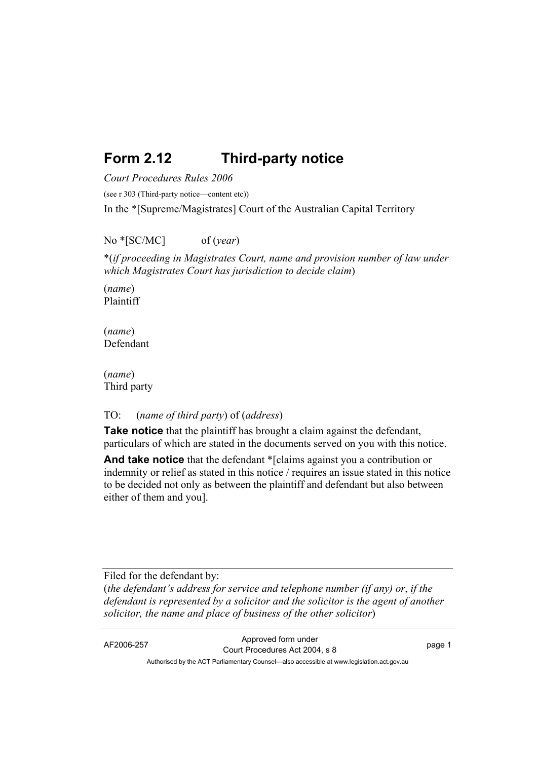# Form 2.12 Third-party notice

*Court Procedures Rules 2006*

(see r 303 (Third-party notice—content etc))

In the *[Supreme/Magistrates] Court of the Australian Capital Territory

No *[SC/MC] of (*year*)

*(*if proceeding in Magistrates Court, name and provision number of law under which Magistrates Court has jurisdiction to decide claim*)

(*name*)
Plaintiff

(*name*)
Defendant

(*name*)
Third party

TO: (*name of third party*) of (*address*)

**Take notice** that the plaintiff has brought a claim against the defendant, particulars of which are stated in the documents served on you with this notice.

**And take notice** that the defendant *[claims against you a contribution or indemnity or relief as stated in this notice / requires an issue stated in this notice to be decided not only as between the plaintiff and defendant but also between either of them and you].

---

Filed for the defendant by:
(*the defendant's address for service and telephone number (if any) or*, *if the defendant is represented by a solicitor and the solicitor is the agent of another solicitor, the name and place of business of the other solicitor*)

---

AF2006-257 Approved form under Court Procedures Act 2004, s 8

Authorised by the ACT Parliamentary Counsel—also accessible at www.legislation.act.gov.au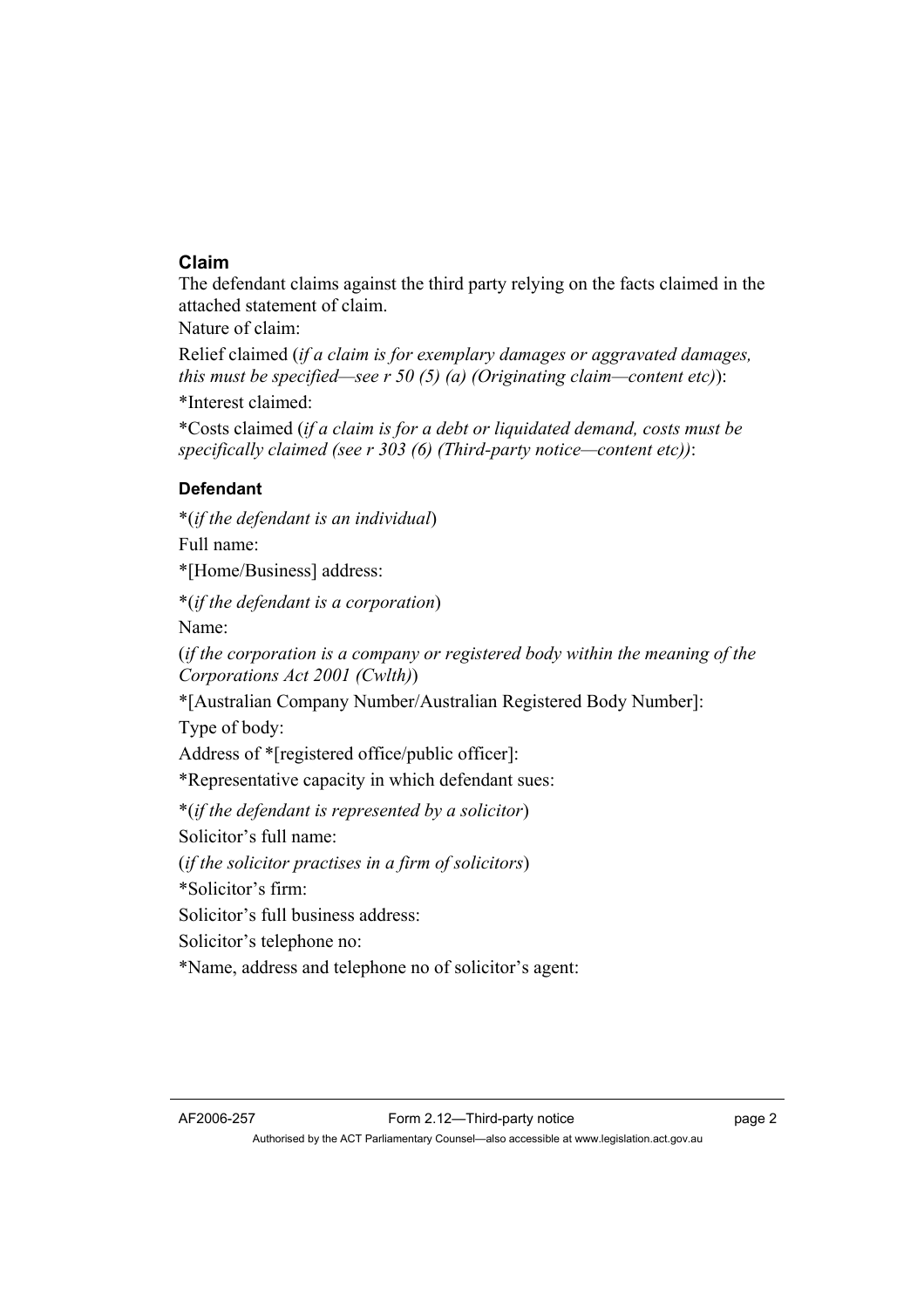### Claim

The defendant claims against the third party relying on the facts claimed in the attached statement of claim.

Nature of claim:

Relief claimed (*if a claim is for exemplary damages or aggravated damages, this must be specified—see r 50 (5) (a) (Originating claim—content etc)*):

*Interest claimed:

*Costs claimed (*if a claim is for a debt or liquidated demand, costs must be specifically claimed (see r 303 (6) (Third-party notice—content etc))*:

### Defendant

*(*if the defendant is an individual*)

Full name:

*[Home/Business] address:

*(*if the defendant is a corporation*)

Name:

(*if the corporation is a company or registered body within the meaning of the Corporations Act 2001 (Cwlth)*)

*[Australian Company Number/Australian Registered Body Number]:

Type of body:

Address of *[registered office/public officer]:

*Representative capacity in which defendant sues:

*(*if the defendant is represented by a solicitor*)

Solicitor's full name:

(*if the solicitor practises in a firm of solicitors*)

*Solicitor's firm:

Solicitor's full business address:

Solicitor's telephone no:

*Name, address and telephone no of solicitor's agent: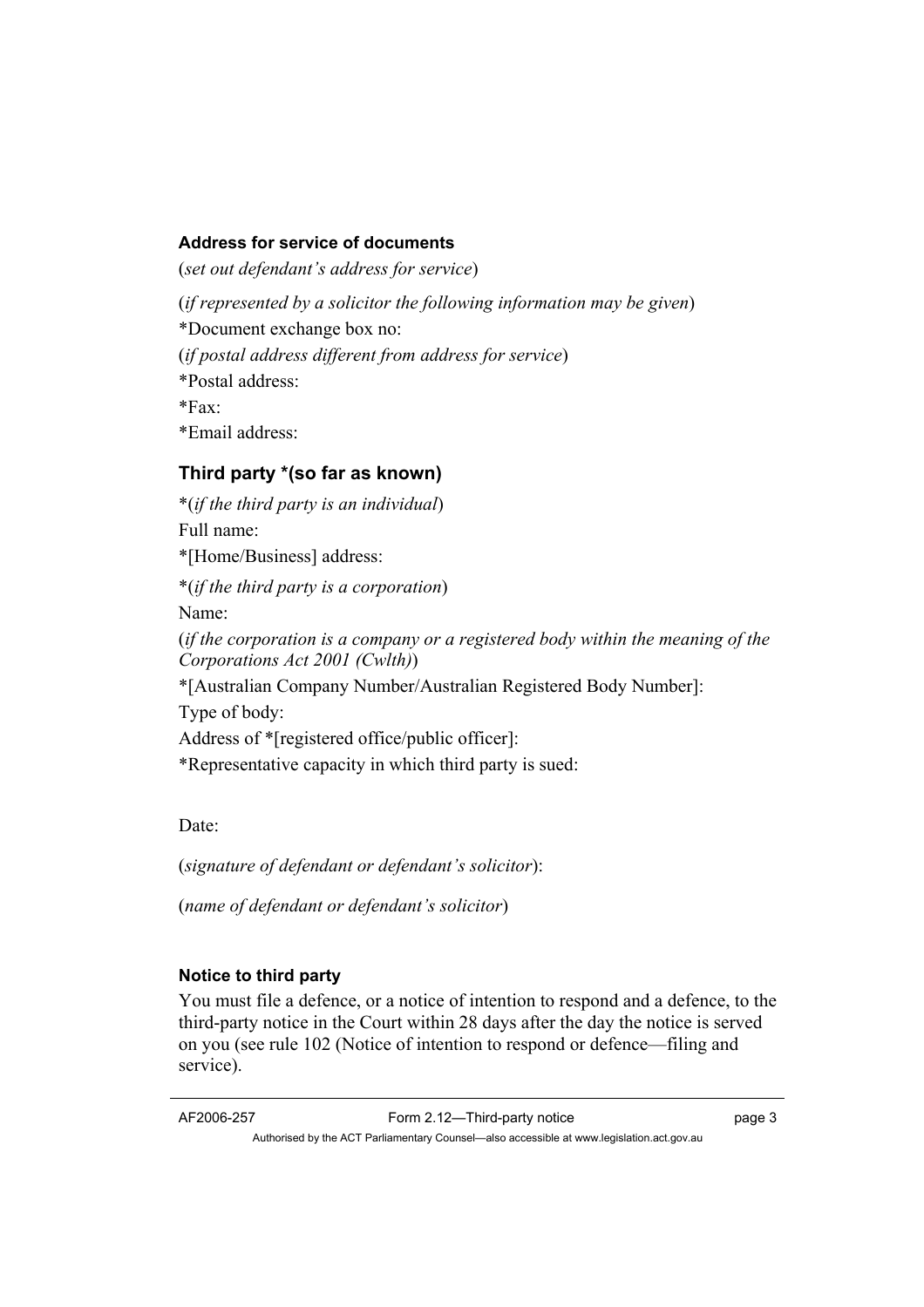#### Address for service of documents

(*set out defendant's address for service*)

(*if represented by a solicitor the following information may be given*)

*Document exchange box no:

(*if postal address different from address for service*)

*Postal address:

*Fax:

*Email address:

### Third party *(so far as known)

*(*if the third party is an individual*)

Full name:

*[Home/Business] address:

*(*if the third party is a corporation*)

Name:

(*if the corporation is a company or a registered body within the meaning of the Corporations Act 2001 (Cwlth)*)

*[Australian Company Number/Australian Registered Body Number]:

Type of body:

Address of *[registered office/public officer]:

*Representative capacity in which third party is sued:

Date:

(*signature of defendant or defendant's solicitor*):

(*name of defendant or defendant's solicitor*)

#### Notice to third party

You must file a defence, or a notice of intention to respond and a defence, to the third-party notice in the Court within 28 days after the day the notice is served on you (see rule 102 (Notice of intention to respond or defence—filing and service).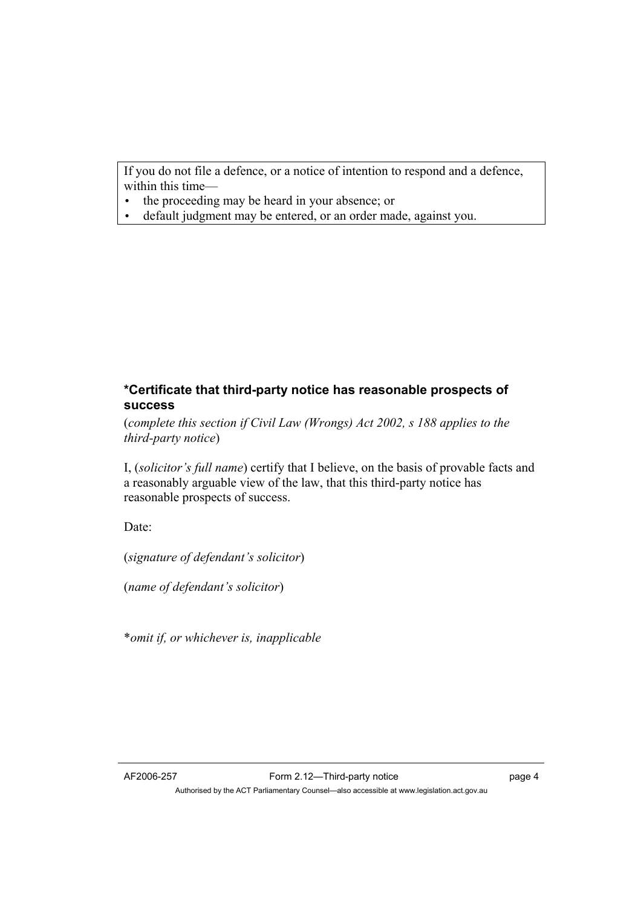If you do not file a defence, or a notice of intention to respond and a defence, within this time—

- the proceeding may be heard in your absence; or
- default judgment may be entered, or an order made, against you.

### *Certificate that third-party notice has reasonable prospects of success

(*complete this section if Civil Law (Wrongs) Act 2002, s 188 applies to the third-party notice*)

I, (*solicitor's full name*) certify that I believe, on the basis of provable facts and a reasonably arguable view of the law, that this third-party notice has reasonable prospects of success.

Date:

(*signature of defendant's solicitor*)

(*name of defendant's solicitor*)

**omit if, or whichever is, inapplicable*